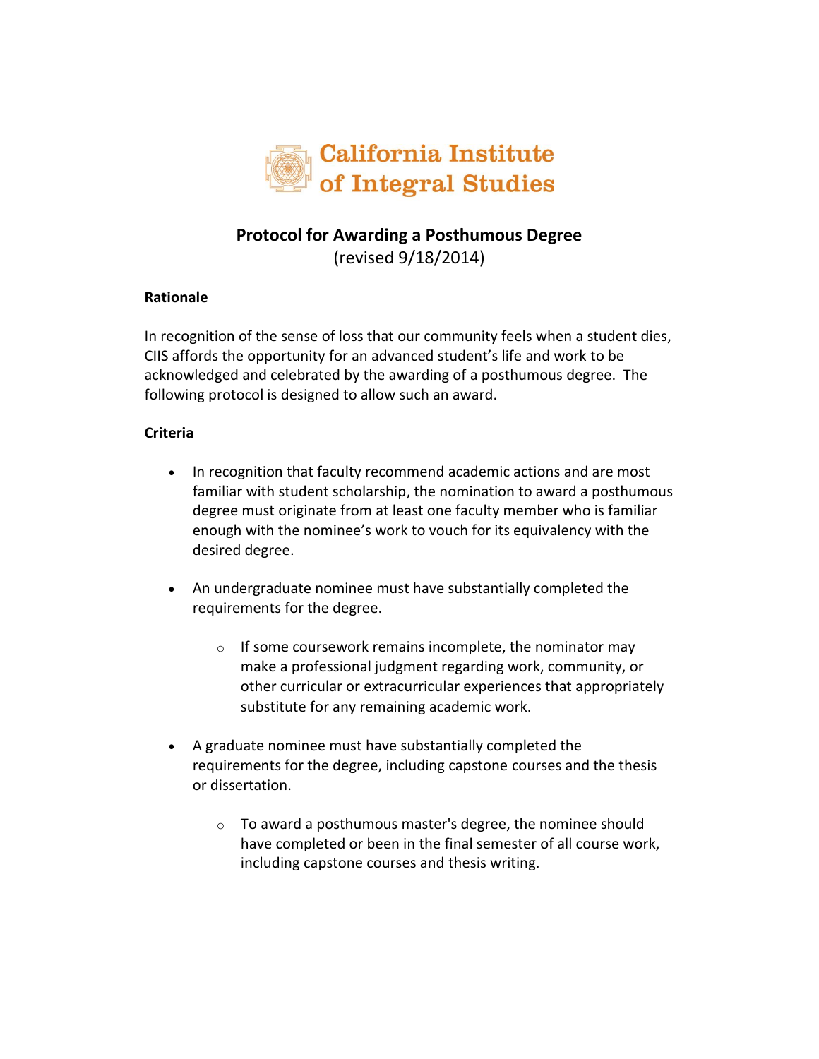California Institute of Integral Studies

# Protocol for Awarding a Posthumous Degree

(revised 9/18/2014)

**Rationale**

In recognition of the sense of loss that our community feels when a student dies, CIIS affords the opportunity for an advanced student's life and work to be acknowledged and celebrated by the awarding of a posthumous degree. The following protocol is designed to allow such an award.

**Criteria**

- In recognition that faculty recommend academic actions and are most familiar with student scholarship, the nomination to award a posthumous degree must originate from at least one faculty member who is familiar enough with the nominee's work to vouch for its equivalency with the desired degree.
- An undergraduate nominee must have substantially completed the requirements for the degree.
  - If some coursework remains incomplete, the nominator may make a professional judgment regarding work, community, or other curricular or extracurricular experiences that appropriately substitute for any remaining academic work.
- A graduate nominee must have substantially completed the requirements for the degree, including capstone courses and the thesis or dissertation.
  - To award a posthumous master's degree, the nominee should have completed or been in the final semester of all course work, including capstone courses and thesis writing.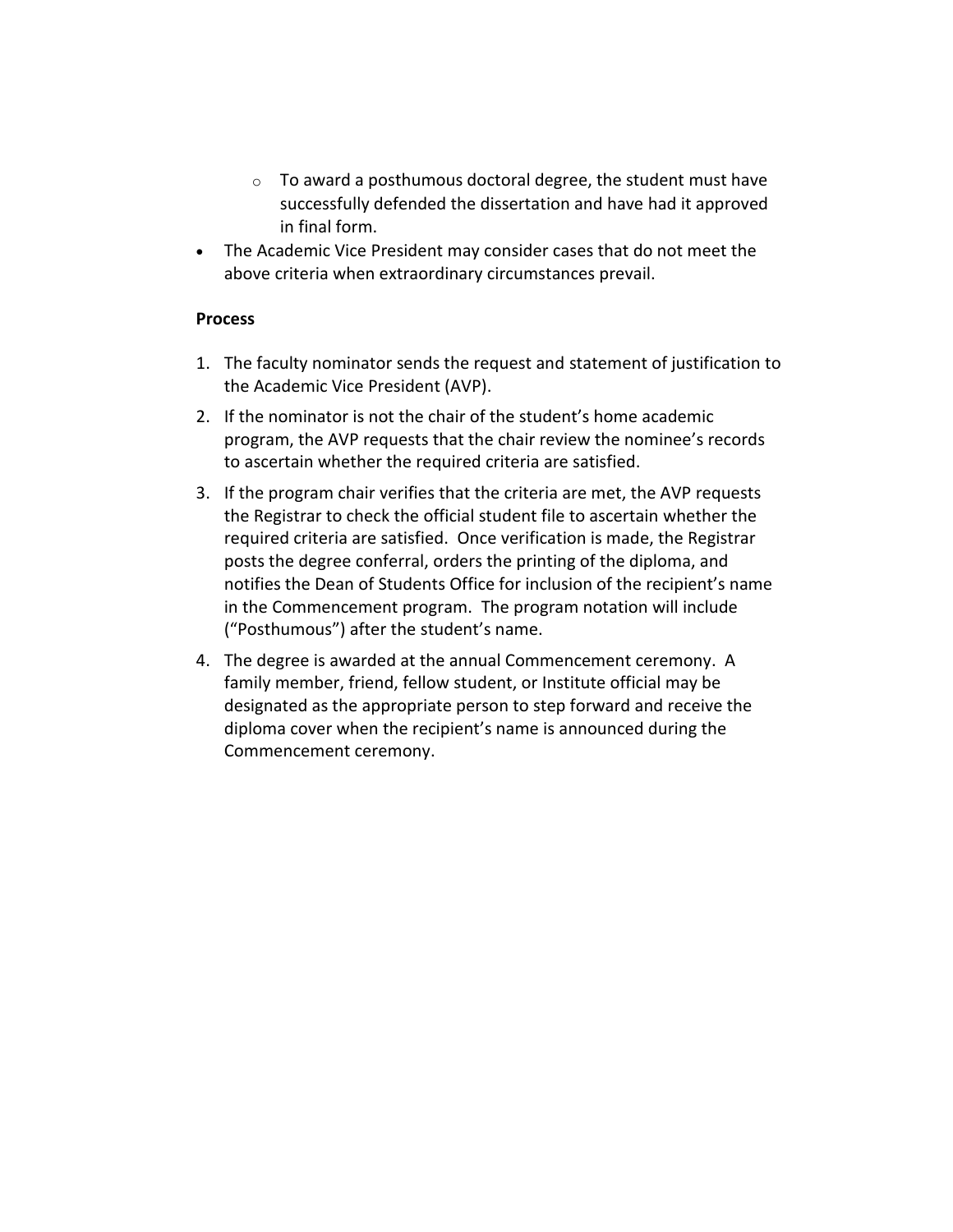- To award a posthumous doctoral degree, the student must have successfully defended the dissertation and have had it approved in final form.
- The Academic Vice President may consider cases that do not meet the above criteria when extraordinary circumstances prevail.

**Process**

1. The faculty nominator sends the request and statement of justification to the Academic Vice President (AVP).
2. If the nominator is not the chair of the student's home academic program, the AVP requests that the chair review the nominee's records to ascertain whether the required criteria are satisfied.
3. If the program chair verifies that the criteria are met, the AVP requests the Registrar to check the official student file to ascertain whether the required criteria are satisfied. Once verification is made, the Registrar posts the degree conferral, orders the printing of the diploma, and notifies the Dean of Students Office for inclusion of the recipient's name in the Commencement program. The program notation will include ("Posthumous") after the student's name.
4. The degree is awarded at the annual Commencement ceremony. A family member, friend, fellow student, or Institute official may be designated as the appropriate person to step forward and receive the diploma cover when the recipient's name is announced during the Commencement ceremony.